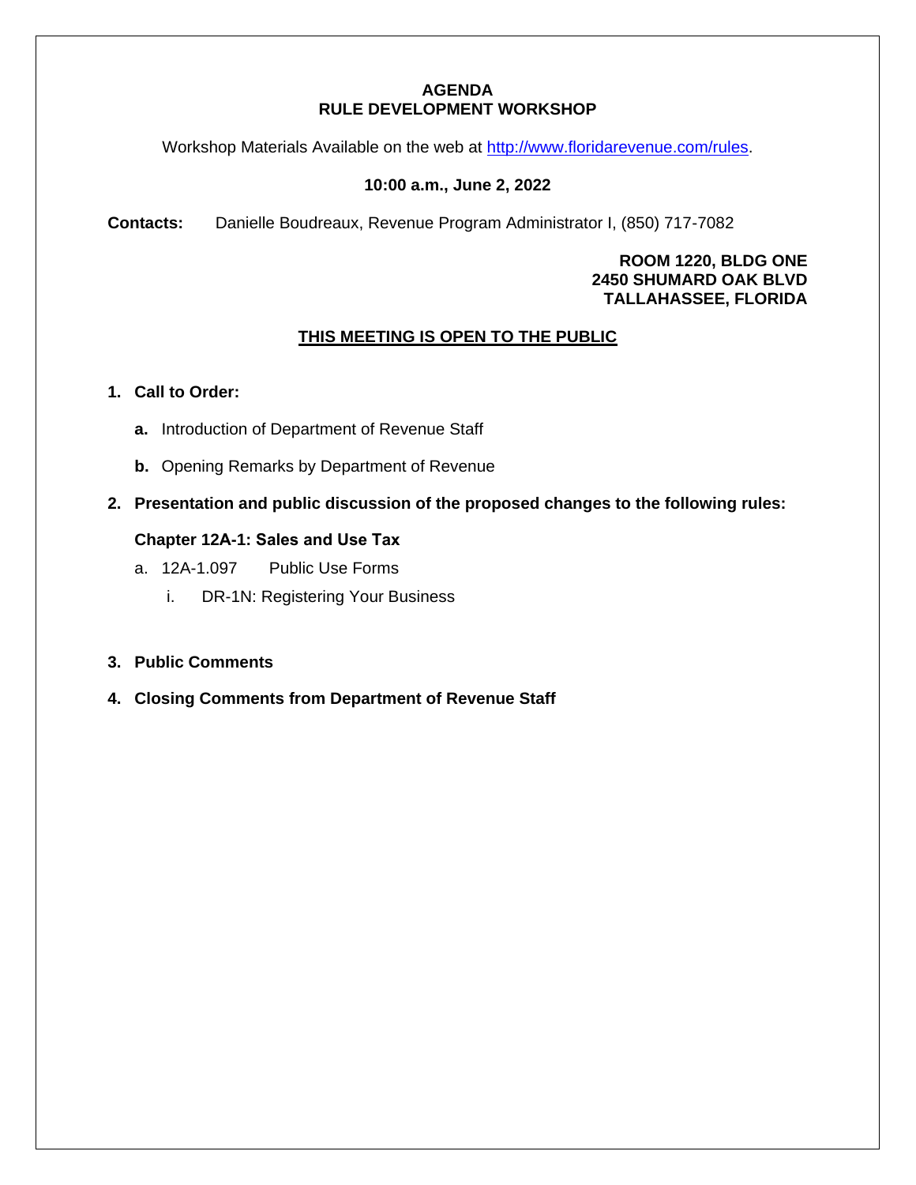# AGENDA
# RULE DEVELOPMENT WORKSHOP

Workshop Materials Available on the web at http://www.floridarevenue.com/rules.

**10:00 a.m., June 2, 2022**

**Contacts:** Danielle Boudreaux, Revenue Program Administrator I, (850) 717-7082

**ROOM 1220, BLDG ONE**
**2450 SHUMARD OAK BLVD**
**TALLAHASSEE, FLORIDA**

**THIS MEETING IS OPEN TO THE PUBLIC**

1. **Call to Order:**
   - **a.** Introduction of Department of Revenue Staff
   - **b.** Opening Remarks by Department of Revenue
2. **Presentation and public discussion of the proposed changes to the following rules:**

   **Chapter 12A-1: Sales and Use Tax**

   a. 12A-1.097 Public Use Forms
      - i. DR-1N: Registering Your Business
3. **Public Comments**
4. **Closing Comments from Department of Revenue Staff**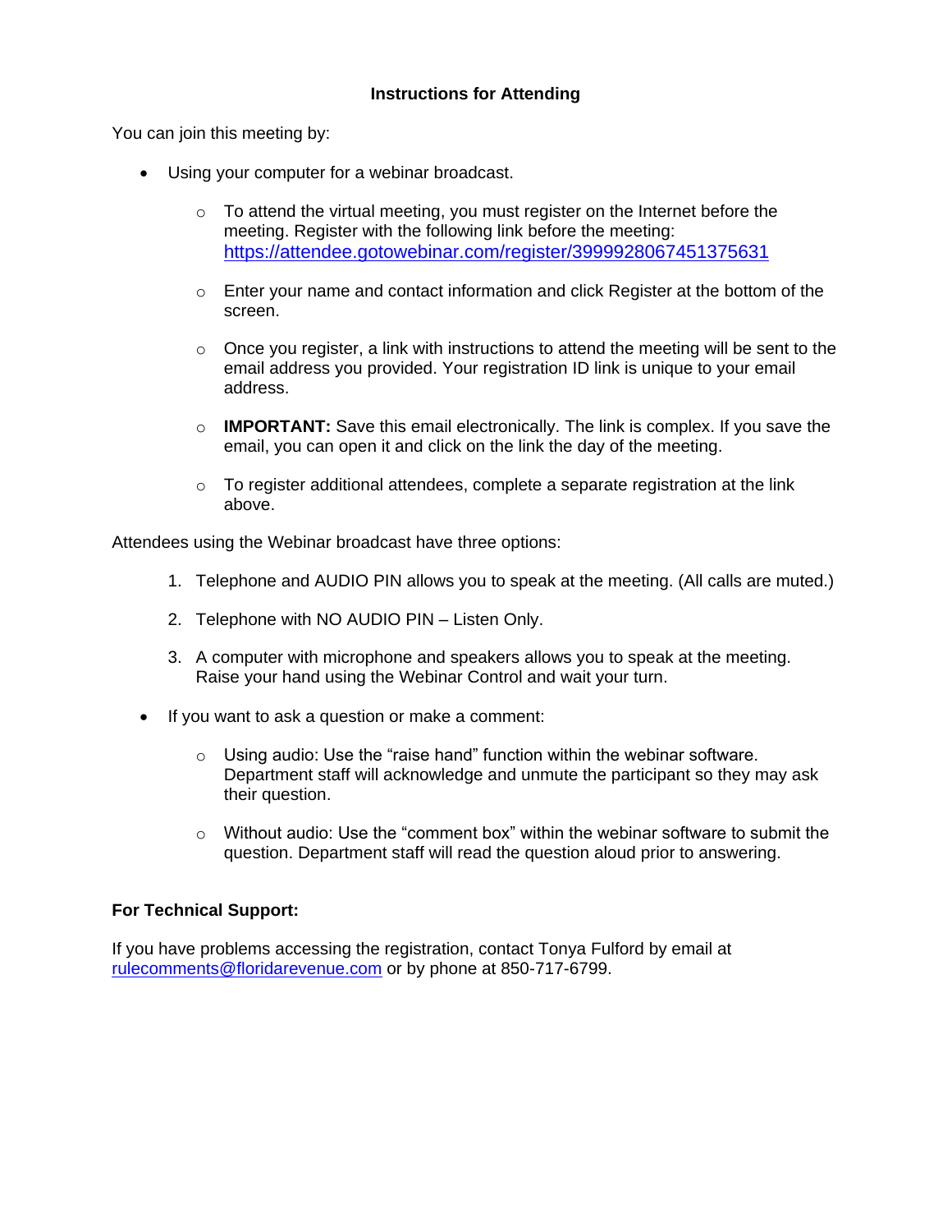**Instructions for Attending**

You can join this meeting by:

- Using your computer for a webinar broadcast.
    - To attend the virtual meeting, you must register on the Internet before the meeting. Register with the following link before the meeting: https://attendee.gotowebinar.com/register/3999928067451375631
    - Enter your name and contact information and click Register at the bottom of the screen.
    - Once you register, a link with instructions to attend the meeting will be sent to the email address you provided. Your registration ID link is unique to your email address.
    - **IMPORTANT:** Save this email electronically. The link is complex. If you save the email, you can open it and click on the link the day of the meeting.
    - To register additional attendees, complete a separate registration at the link above.

Attendees using the Webinar broadcast have three options:

1. Telephone and AUDIO PIN allows you to speak at the meeting. (All calls are muted.)
2. Telephone with NO AUDIO PIN – Listen Only.
3. A computer with microphone and speakers allows you to speak at the meeting. Raise your hand using the Webinar Control and wait your turn.

- If you want to ask a question or make a comment:
    - Using audio: Use the “raise hand” function within the webinar software. Department staff will acknowledge and unmute the participant so they may ask their question.
    - Without audio: Use the “comment box” within the webinar software to submit the question. Department staff will read the question aloud prior to answering.

**For Technical Support:**

If you have problems accessing the registration, contact Tonya Fulford by email at rulecomments@floridarevenue.com or by phone at 850-717-6799.